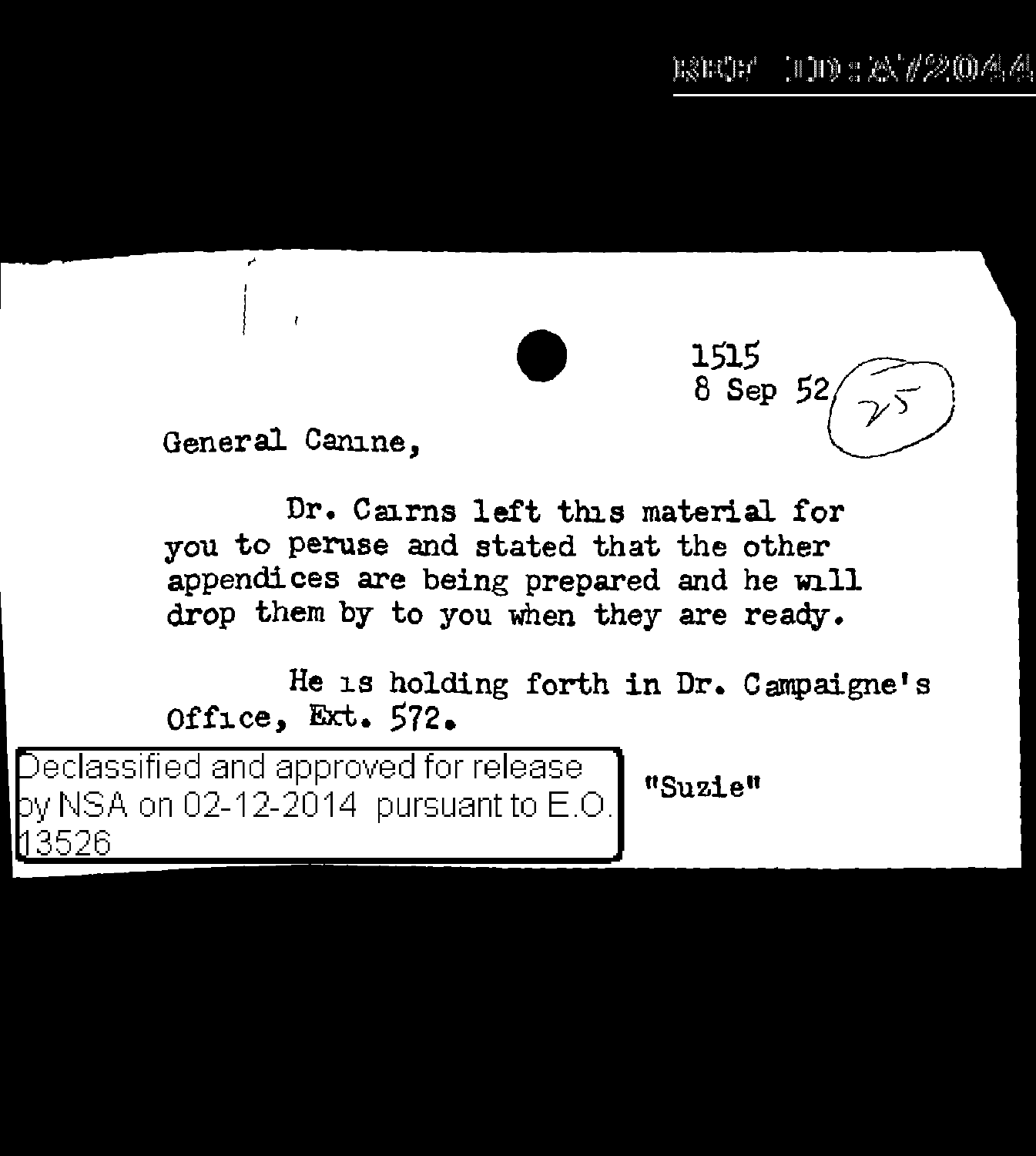1515
8 Sep 52

General Canine,

Dr. Cairns left this material for you to peruse and stated that the other appendices are being prepared and he will drop them by to you when they are ready.

He is holding forth in Dr. Campaigne's Office, Ext. 572.

"Suzie"

Declassified and approved for release by NSA on 02-12-2014 pursuant to E.O. 13526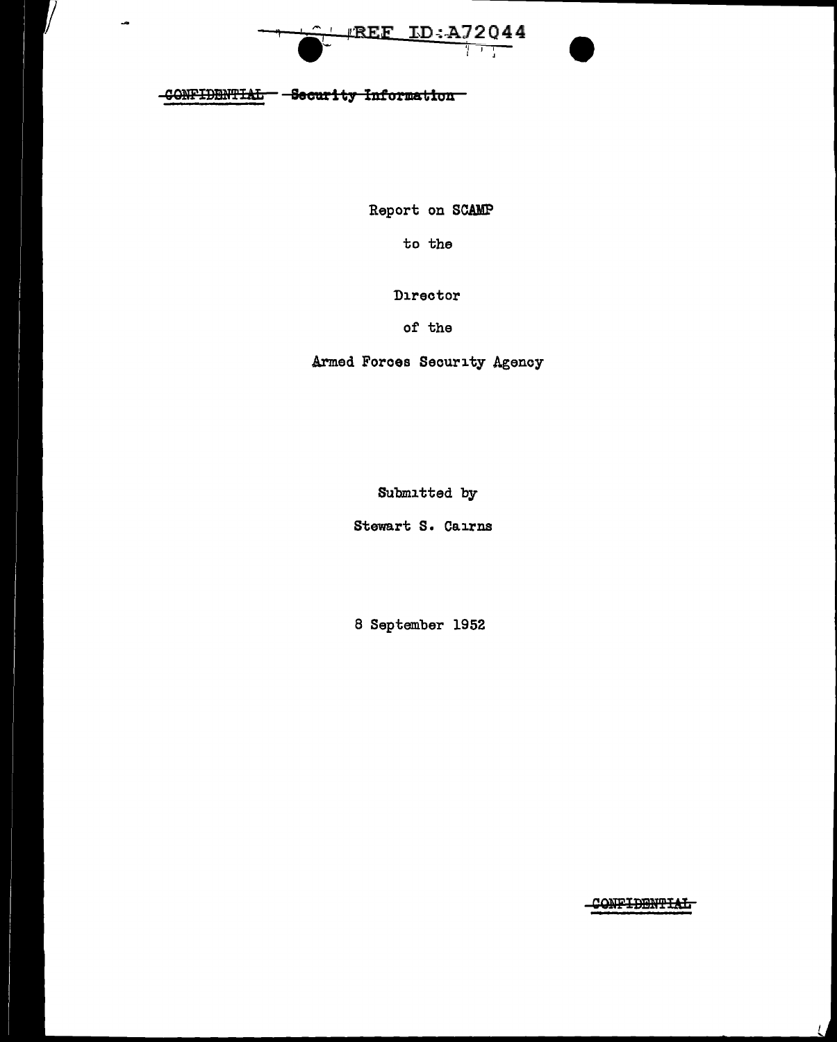~~CONFIDENTIAL~~ ~~Security Information~~

Report on SCAMP

to the

Director

of the

Armed Forces Security Agency

Submitted by

Stewart S. Cairns

8 September 1952

~~CONFIDENTIAL~~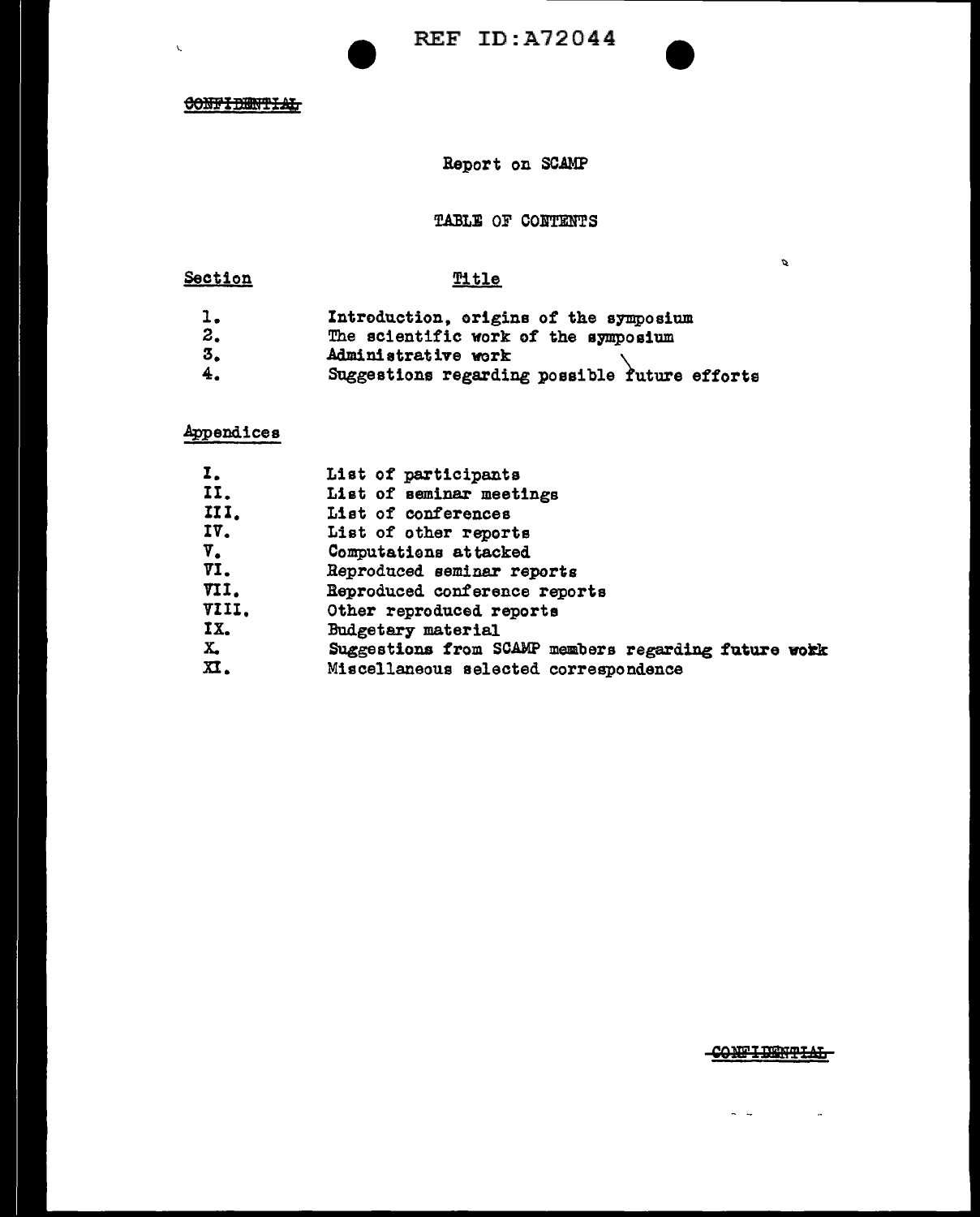REF ID:A72044

~~CONFIDENTIAL~~

# Report on SCAMP

## TABLE OF CONTENTS

| Section | Title |
|---|---|
| 1. | Introduction, origins of the symposium |
| 2. | The scientific work of the symposium |
| 3. | Administrative work |
| 4. | Suggestions regarding possible future efforts |

**Appendices**

| | |
|---|---|
| I. | List of participants |
| II. | List of seminar meetings |
| III. | List of conferences |
| IV. | List of other reports |
| V. | Computations attacked |
| VI. | Reproduced seminar reports |
| VII. | Reproduced conference reports |
| VIII. | Other reproduced reports |
| IX. | Budgetary material |
| X. | Suggestions from SCAMP members regarding future work |
| XI. | Miscellaneous selected correspondence |

~~CONFIDENTIAL~~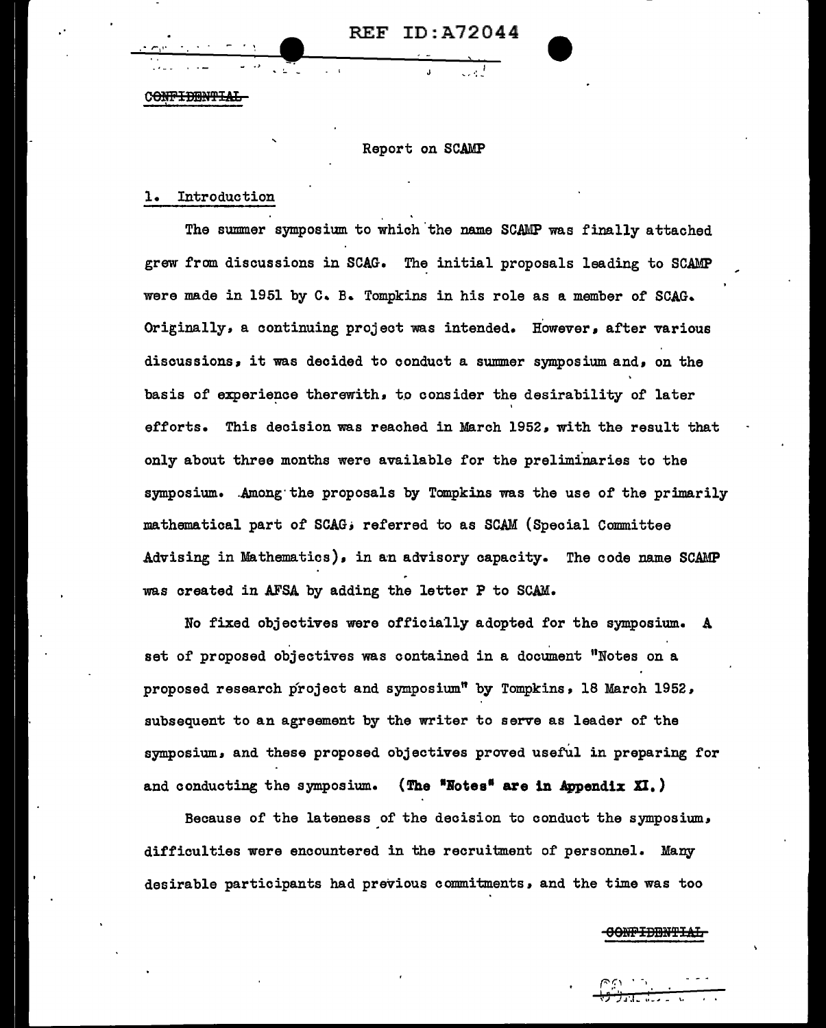CONFIDENTIAL

Report on SCAMP

## 1. Introduction

The summer symposium to which the name SCAMP was finally attached grew from discussions in SCAG. The initial proposals leading to SCAMP were made in 1951 by C. B. Tompkins in his role as a member of SCAG. Originally, a continuing project was intended. However, after various discussions, it was decided to conduct a summer symposium and, on the basis of experience therewith, to consider the desirability of later efforts. This decision was reached in March 1952, with the result that only about three months were available for the preliminaries to the symposium. Among the proposals by Tompkins was the use of the primarily mathematical part of SCAG, referred to as SCAM (Special Committee Advising in Mathematics), in an advisory capacity. The code name SCAMP was created in AFSA by adding the letter P to SCAM.

No fixed objectives were officially adopted for the symposium. A set of proposed objectives was contained in a document "Notes on a proposed research project and symposium" by Tompkins, 18 March 1952, subsequent to an agreement by the writer to serve as leader of the symposium, and these proposed objectives proved useful in preparing for and conducting the symposium. **(The "Notes" are in Appendix XI.)**

Because of the lateness of the decision to conduct the symposium, difficulties were encountered in the recruitment of personnel. Many desirable participants had previous commitments, and the time was too

CONFIDENTIAL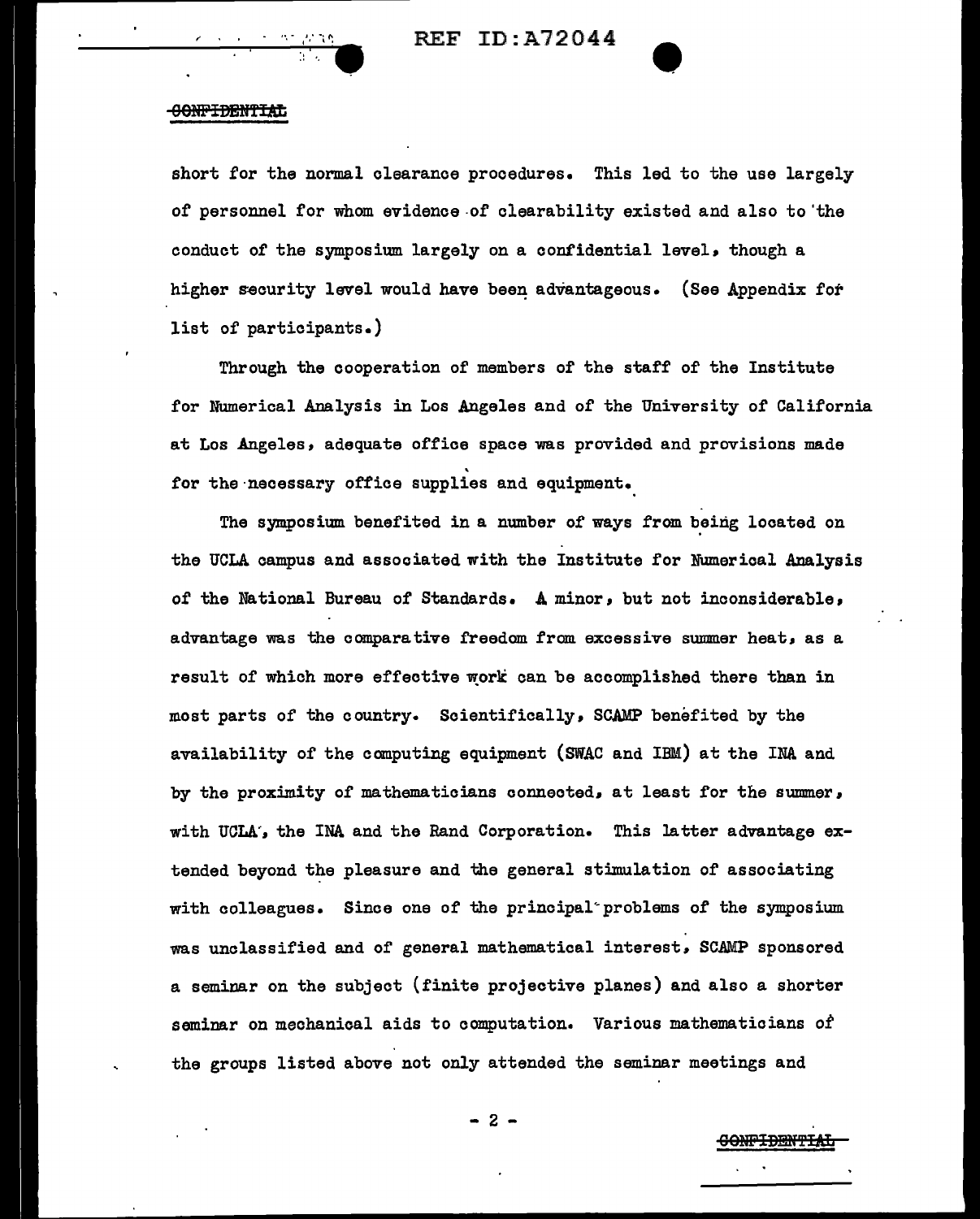short for the normal clearance procedures. This led to the use largely of personnel for whom evidence of clearability existed and also to the conduct of the symposium largely on a confidential level, though a higher security level would have been advantageous. (See Appendix for list of participants.)

Through the cooperation of members of the staff of the Institute for Numerical Analysis in Los Angeles and of the University of California at Los Angeles, adequate office space was provided and provisions made for the necessary office supplies and equipment.

The symposium benefited in a number of ways from being located on the UCLA campus and associated with the Institute for Numerical Analysis of the National Bureau of Standards. A minor, but not inconsiderable, advantage was the comparative freedom from excessive summer heat, as a result of which more effective work can be accomplished there than in most parts of the country. Scientifically, SCAMP benefited by the availability of the computing equipment (SWAC and IBM) at the INA and by the proximity of mathematicians connected, at least for the summer, with UCLA, the INA and the Rand Corporation. This latter advantage extended beyond the pleasure and the general stimulation of associating with colleagues. Since one of the principal problems of the symposium was unclassified and of general mathematical interest, SCAMP sponsored a seminar on the subject (finite projective planes) and also a shorter seminar on mechanical aids to computation. Various mathematicians of the groups listed above not only attended the seminar meetings and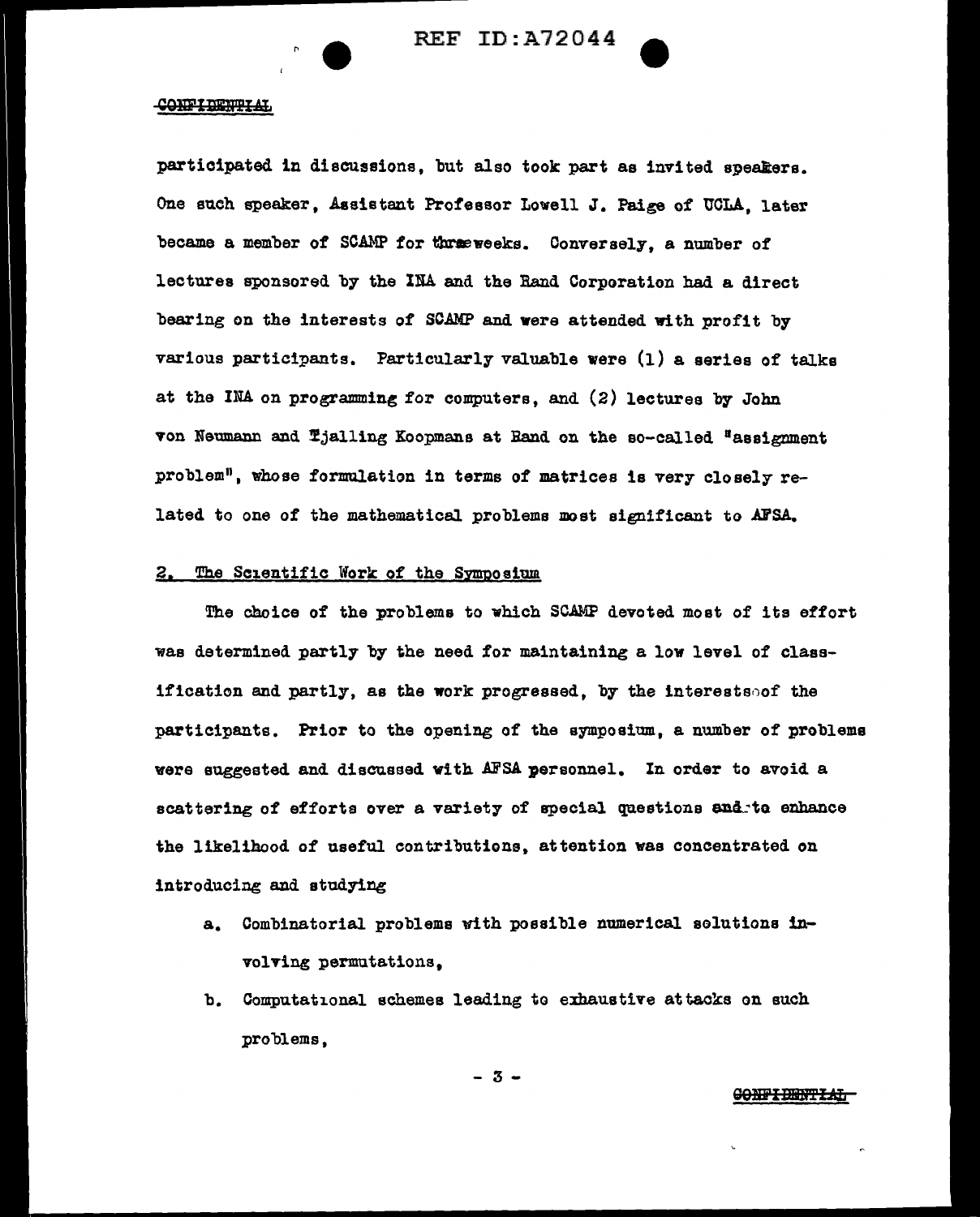participated in discussions, but also took part as invited speakers. One such speaker, Assistant Professor Lowell J. Paige of UCLA, later became a member of SCAMP for three weeks. Conversely, a number of lectures sponsored by the INA and the Rand Corporation had a direct bearing on the interests of SCAMP and were attended with profit by various participants. Particularly valuable were (1) a series of talks at the INA on programming for computers, and (2) lectures by John von Neumann and Tjalling Koopmans at Rand on the so-called "assignment problem", whose formulation in terms of matrices is very closely related to one of the mathematical problems most significant to AFSA.

## 2. The Scientific Work of the Symposium

The choice of the problems to which SCAMP devoted most of its effort was determined partly by the need for maintaining a low level of classification and partly, as the work progressed, by the interests of the participants. Prior to the opening of the symposium, a number of problems were suggested and discussed with AFSA personnel. In order to avoid a scattering of efforts over a variety of special questions and to enhance the likelihood of useful contributions, attention was concentrated on introducing and studying

a. Combinatorial problems with possible numerical solutions involving permutations,

b. Computational schemes leading to exhaustive attacks on such problems,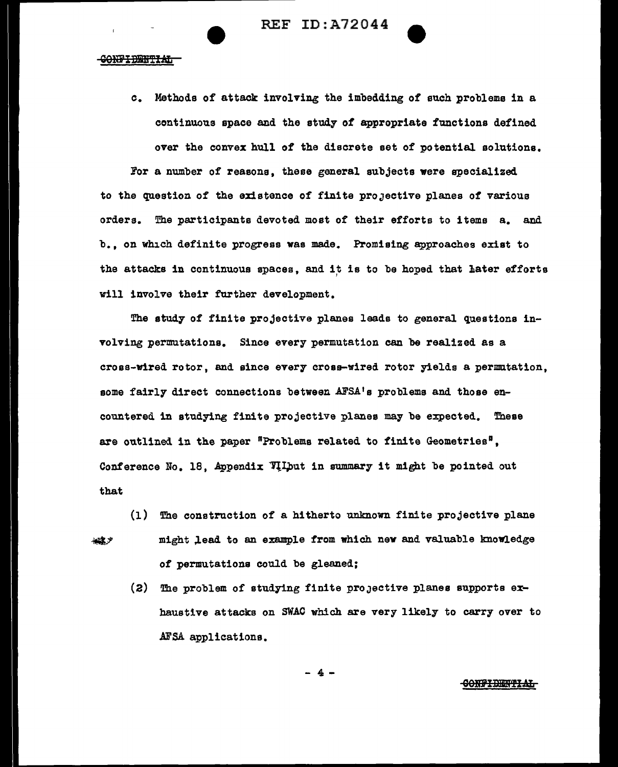c. Methods of attack involving the imbedding of such problems in a continuous space and the study of appropriate functions defined over the convex hull of the discrete set of potential solutions.

For a number of reasons, these general subjects were specialized to the question of the existence of finite projective planes of various orders. The participants devoted most of their efforts to items a. and b., on which definite progress was made. Promising approaches exist to the attacks in continuous spaces, and it is to be hoped that later efforts will involve their further development.

The study of finite projective planes leads to general questions involving permutations. Since every permutation can be realized as a cross-wired rotor, and since every cross-wired rotor yields a permutation, some fairly direct connections between AFSA's problems and those encountered in studying finite projective planes may be expected. These are outlined in the paper "Problems related to finite Geometries", Conference No. 18, Appendix VII but in summary it might be pointed out that

(1) The construction of a hitherto unknown finite projective plane might lead to an example from which new and valuable knowledge of permutations could be gleaned;

(2) The problem of studying finite projective planes supports exhaustive attacks on SWAC which are very likely to carry over to AFSA applications.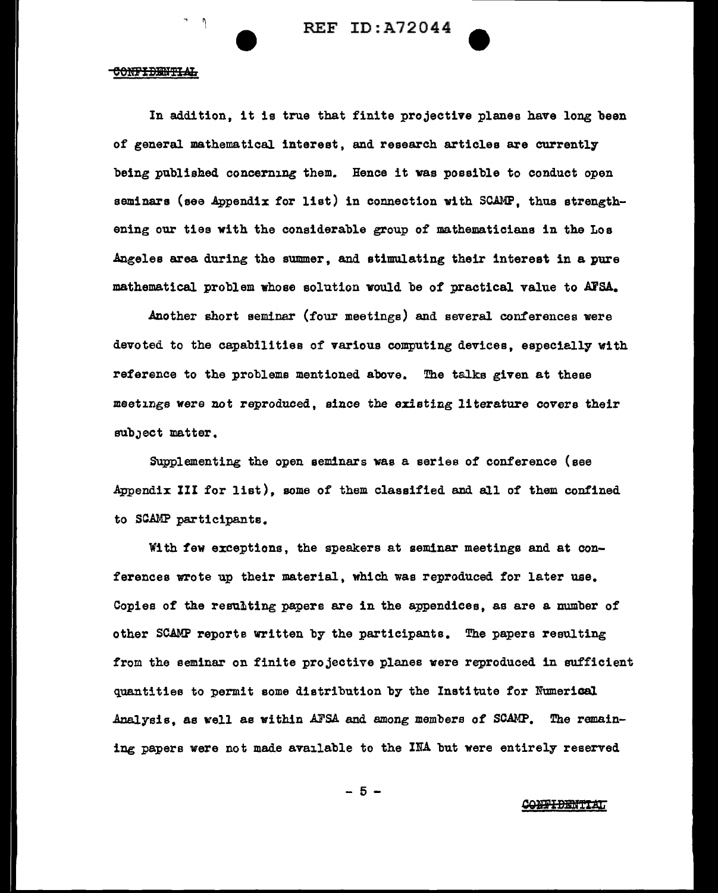In addition, it is true that finite projective planes have long been of general mathematical interest, and research articles are currently being published concerning them. Hence it was possible to conduct open seminars (see Appendix for list) in connection with SCAMP, thus strengthening our ties with the considerable group of mathematicians in the Los Angeles area during the summer, and stimulating their interest in a pure mathematical problem whose solution would be of practical value to AFSA.

Another short seminar (four meetings) and several conferences were devoted to the capabilities of various computing devices, especially with reference to the problems mentioned above. The talks given at these meetings were not reproduced, since the existing literature covers their subject matter.

Supplementing the open seminars was a series of conference (see Appendix III for list), some of them classified and all of them confined to SCAMP participants.

With few exceptions, the speakers at seminar meetings and at conferences wrote up their material, which was reproduced for later use. Copies of the resulting papers are in the appendices, as are a number of other SCAMP reports written by the participants. The papers resulting from the seminar on finite projective planes were reproduced in sufficient quantities to permit some distribution by the Institute for Numerical Analysis, as well as within AFSA and among members of SCAMP. The remaining papers were not made available to the INA but were entirely reserved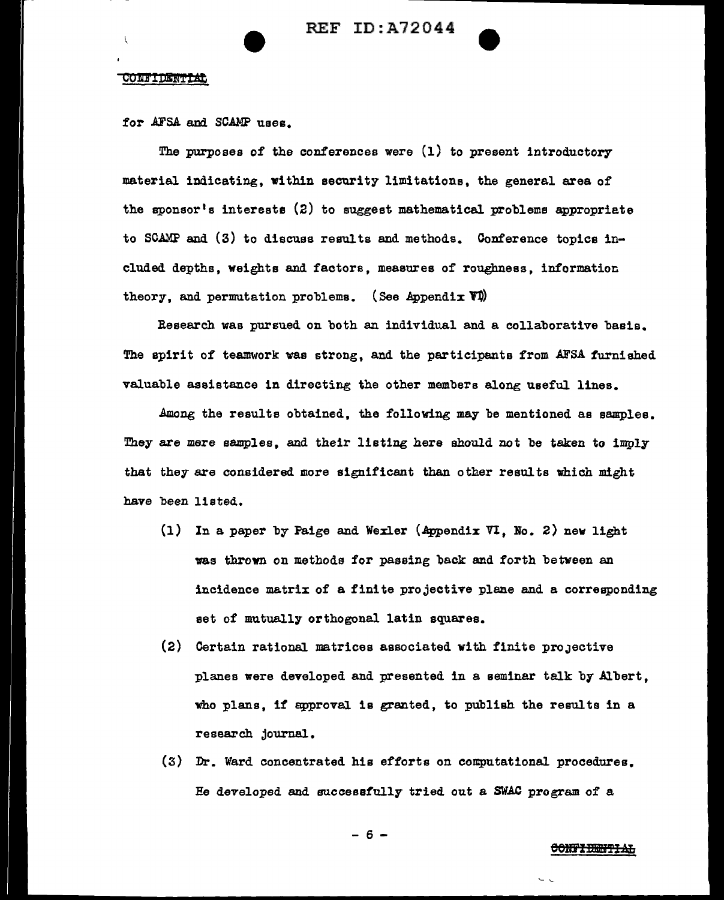for AFSA and SCAMP uses.

The purposes of the conferences were (1) to present introductory material indicating, within security limitations, the general area of the sponsor's interests (2) to suggest mathematical problems appropriate to SCAMP and (3) to discuss results and methods. Conference topics included depths, weights and factors, measures of roughness, information theory, and permutation problems. (See Appendix VI)

Research was pursued on both an individual and a collaborative basis. The spirit of teamwork was strong, and the participants from AFSA furnished valuable assistance in directing the other members along useful lines.

Among the results obtained, the following may be mentioned as samples. They are mere samples, and their listing here should not be taken to imply that they are considered more significant than other results which might have been listed.

(1) In a paper by Paige and Wexler (Appendix VI, No. 2) new light was thrown on methods for passing back and forth between an incidence matrix of a finite projective plane and a corresponding set of mutually orthogonal latin squares.

(2) Certain rational matrices associated with finite projective planes were developed and presented in a seminar talk by Albert, who plans, if approval is granted, to publish the results in a research journal.

(3) Dr. Ward concentrated his efforts on computational procedures. He developed and successfully tried out a SWAC program of a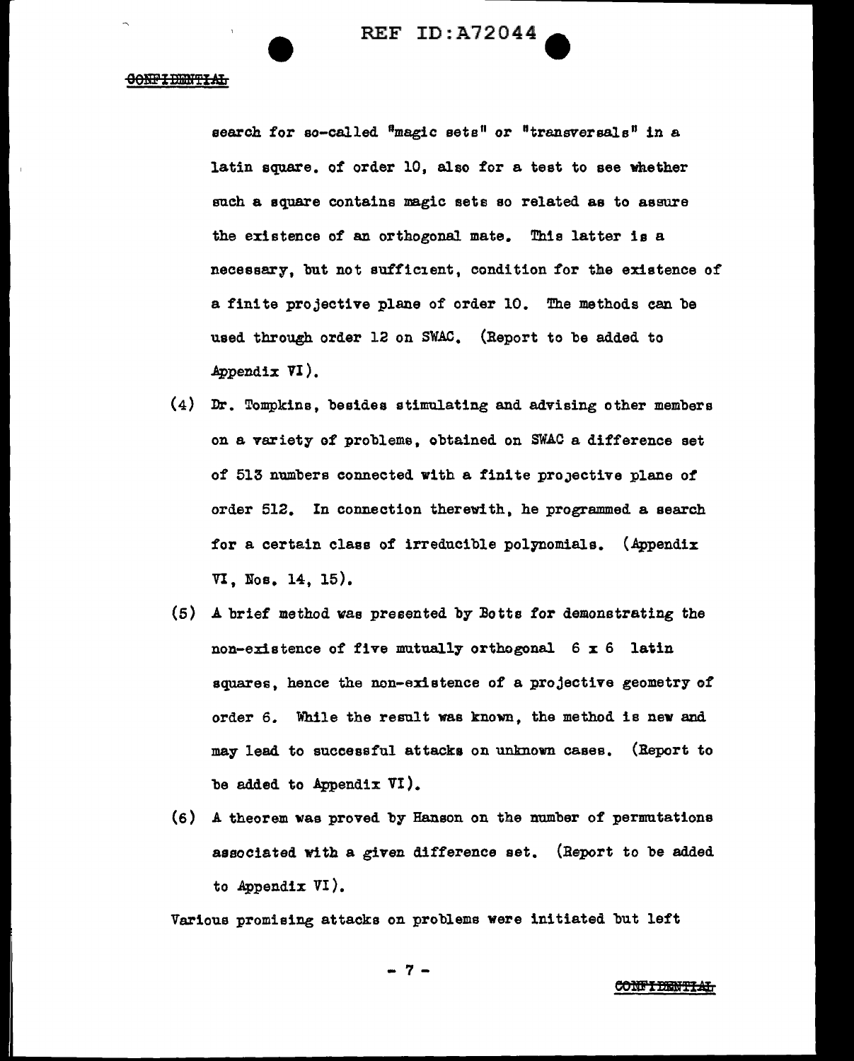search for so-called "magic sets" or "transversals" in a latin square. of order 10, also for a test to see whether such a square contains magic sets so related as to assure the existence of an orthogonal mate. This latter is a necessary, but not sufficient, condition for the existence of a finite projective plane of order 10. The methods can be used through order 12 on SWAC. (Report to be added to Appendix VI).

(4) Dr. Tompkins, besides stimulating and advising other members on a variety of problems, obtained on SWAC a difference set of 513 numbers connected with a finite projective plane of order 512. In connection therewith, he programmed a search for a certain class of irreducible polynomials. (Appendix VI, Nos. 14, 15).

(5) A brief method was presented by Botts for demonstrating the non-existence of five mutually orthogonal 6 x 6 latin squares, hence the non-existence of a projective geometry of order 6. While the result was known, the method is new and may lead to successful attacks on unknown cases. (Report to be added to Appendix VI).

(6) A theorem was proved by Hanson on the number of permutations associated with a given difference set. (Report to be added to Appendix VI).

Various promising attacks on problems were initiated but left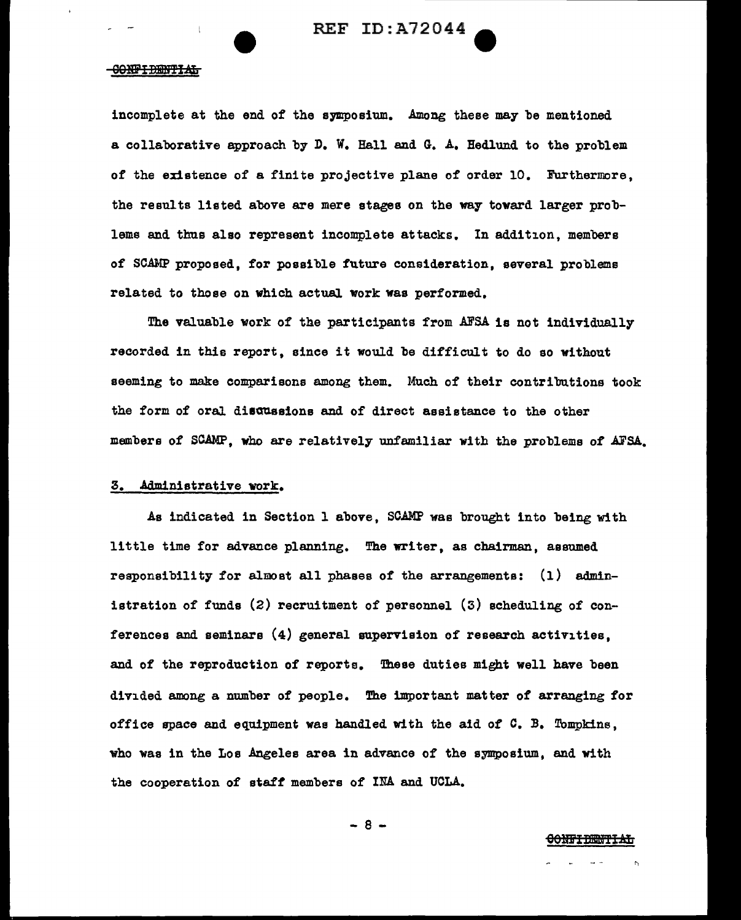incomplete at the end of the symposium. Among these may be mentioned a collaborative approach by D. W. Hall and G. A. Hedlund to the problem of the existence of a finite projective plane of order 10. Furthermore, the results listed above are mere stages on the way toward larger problems and thus also represent incomplete attacks. In addition, members of SCAMP proposed, for possible future consideration, several problems related to those on which actual work was performed.

The valuable work of the participants from AFSA is not individually recorded in this report, since it would be difficult to do so without seeming to make comparisons among them. Much of their contributions took the form of oral discussions and of direct assistance to the other members of SCAMP, who are relatively unfamiliar with the problems of AFSA.

## 3. Administrative work.

As indicated in Section 1 above, SCAMP was brought into being with little time for advance planning. The writer, as chairman, assumed responsibility for almost all phases of the arrangements: (1) administration of funds (2) recruitment of personnel (3) scheduling of conferences and seminars (4) general supervision of research activities, and of the reproduction of reports. These duties might well have been divided among a number of people. The important matter of arranging for office space and equipment was handled with the aid of C. B. Tompkins, who was in the Los Angeles area in advance of the symposium, and with the cooperation of staff members of INA and UCLA.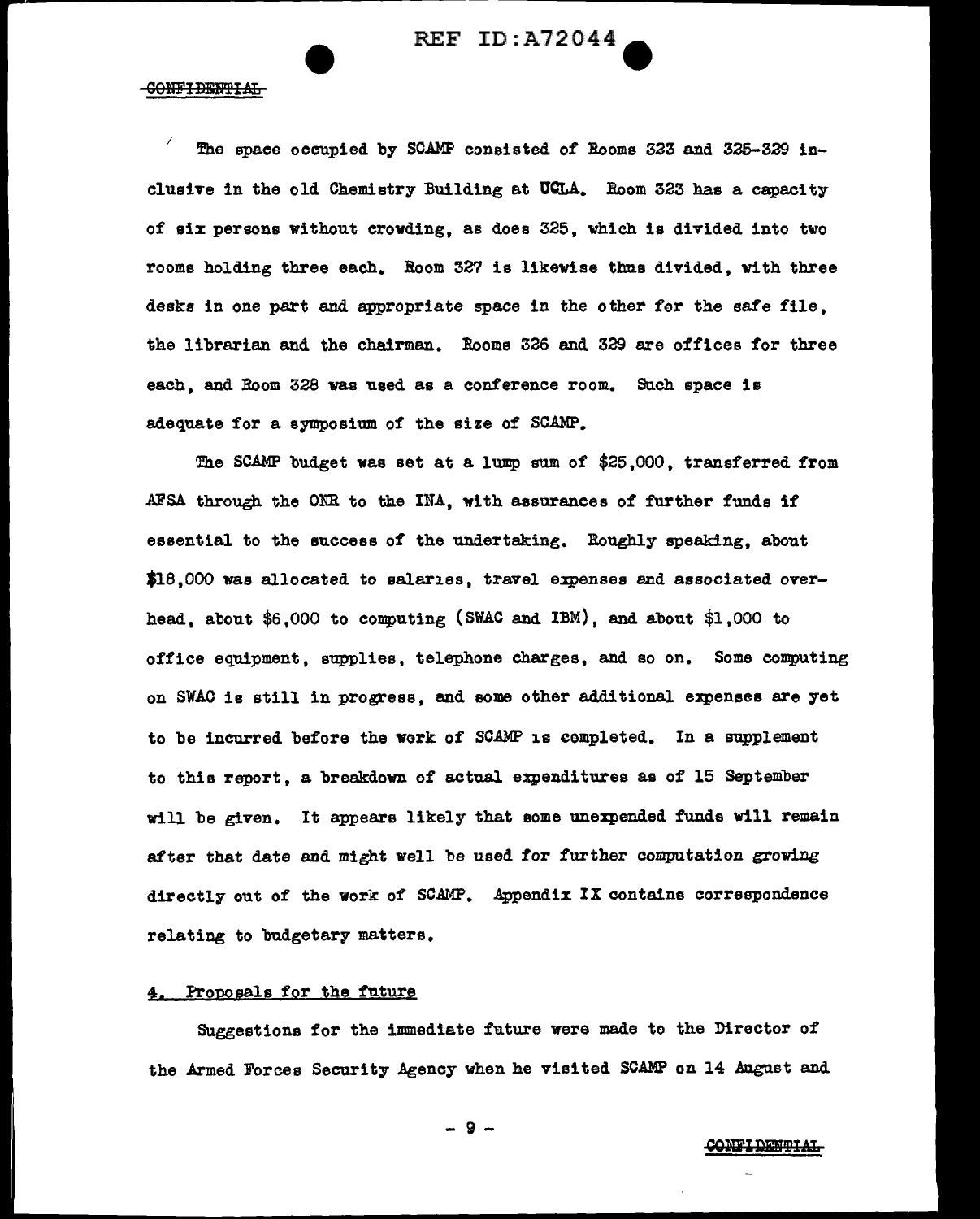The space occupied by SCAMP consisted of Rooms 323 and 325-329 inclusive in the old Chemistry Building at UCLA. Room 323 has a capacity of six persons without crowding, as does 325, which is divided into two rooms holding three each. Room 327 is likewise thus divided, with three desks in one part and appropriate space in the other for the safe file, the librarian and the chairman. Rooms 326 and 329 are offices for three each, and Room 328 was used as a conference room. Such space is adequate for a symposium of the size of SCAMP.

The SCAMP budget was set at a lump sum of $25,000, transferred from AFSA through the ONR to the INA, with assurances of further funds if essential to the success of the undertaking. Roughly speaking, about $18,000 was allocated to salaries, travel expenses and associated overhead, about $6,000 to computing (SWAC and IBM), and about $1,000 to office equipment, supplies, telephone charges, and so on. Some computing on SWAC is still in progress, and some other additional expenses are yet to be incurred before the work of SCAMP is completed. In a supplement to this report, a breakdown of actual expenditures as of 15 September will be given. It appears likely that some unexpended funds will remain after that date and might well be used for further computation growing directly out of the work of SCAMP. Appendix IX contains correspondence relating to budgetary matters.

## 4. Proposals for the future

Suggestions for the immediate future were made to the Director of the Armed Forces Security Agency when he visited SCAMP on 14 August and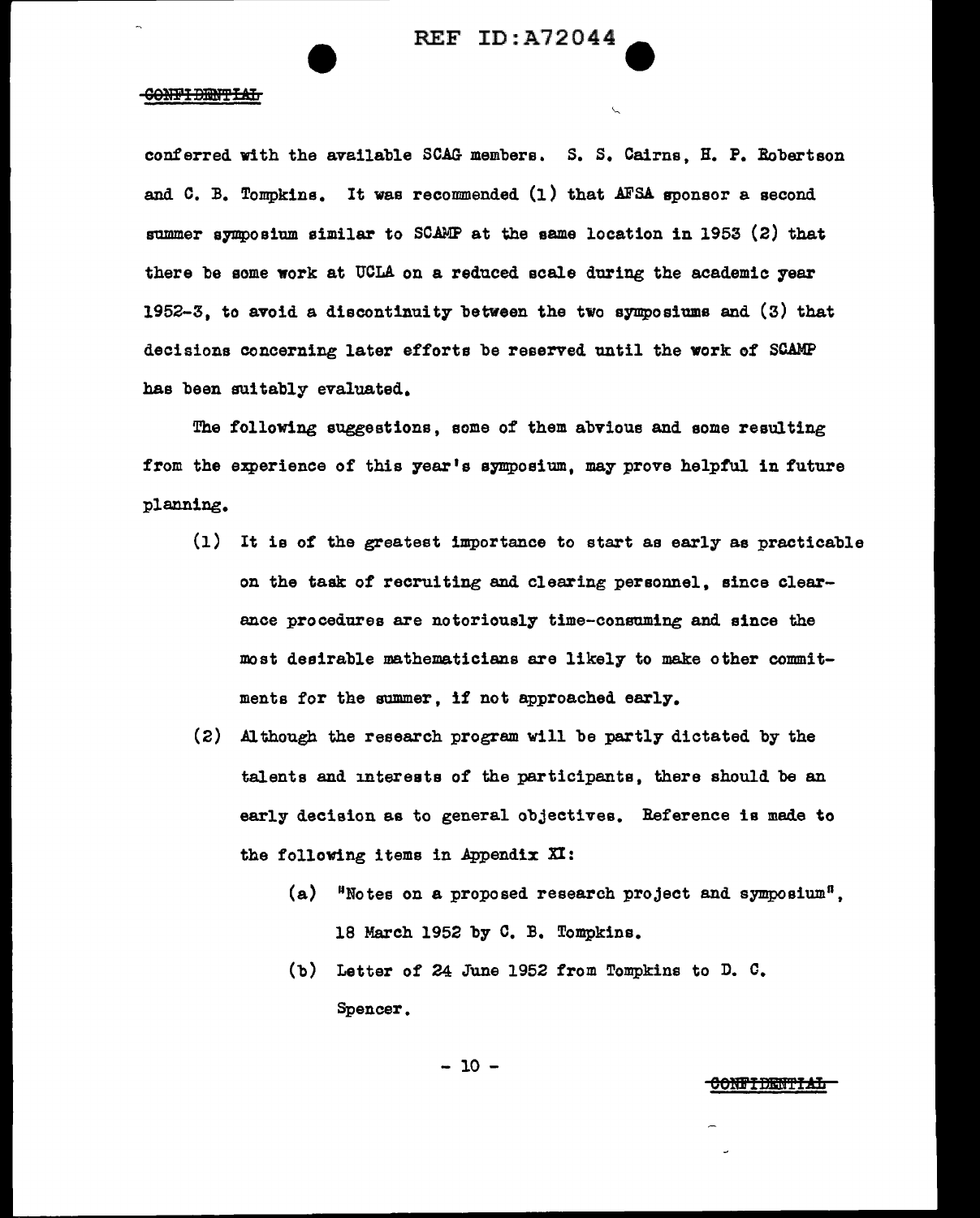conferred with the available SCAG members. S. S. Cairns, H. P. Robertson and C. B. Tompkins. It was recommended (1) that AFSA sponsor a second summer symposium similar to SCAMP at the same location in 1953 (2) that there be some work at UCLA on a reduced scale during the academic year 1952-3, to avoid a discontinuity between the two symposiums and (3) that decisions concerning later efforts be reserved until the work of SCAMP has been suitably evaluated.

The following suggestions, some of them abvious and some resulting from the experience of this year's symposium, may prove helpful in future planning.

(1) It is of the greatest importance to start as early as practicable on the task of recruiting and clearing personnel, since clearance procedures are notoriously time-consuming and since the most desirable mathematicians are likely to make other commitments for the summer, if not approached early.

(2) Although the research program will be partly dictated by the talents and interests of the participants, there should be an early decision as to general objectives. Reference is made to the following items in Appendix XI:

  (a) "Notes on a proposed research project and symposium", 18 March 1952 by C. B. Tompkins.

  (b) Letter of 24 June 1952 from Tompkins to D. C. Spencer.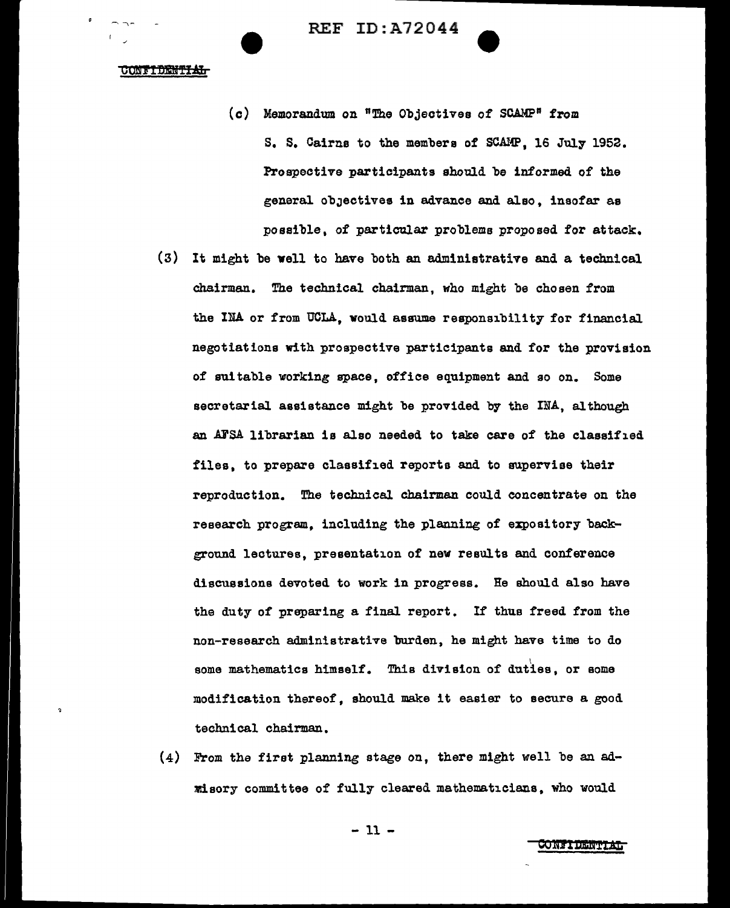(c) Memorandum on "The Objectives of SCAMP" from S. S. Cairns to the members of SCAMP, 16 July 1952. Prospective participants should be informed of the general objectives in advance and also, insofar as possible, of particular problems proposed for attack.

(3) It might be well to have both an administrative and a technical chairman. The technical chairman, who might be chosen from the INA or from UCLA, would assume responsibility for financial negotiations with prospective participants and for the provision of suitable working space, office equipment and so on. Some secretarial assistance might be provided by the INA, although an AFSA librarian is also needed to take care of the classified files, to prepare classified reports and to supervise their reproduction. The technical chairman could concentrate on the research program, including the planning of expository background lectures, presentation of new results and conference discussions devoted to work in progress. He should also have the duty of preparing a final report. If thus freed from the non-research administrative burden, he might have time to do some mathematics himself. This division of duties, or some modification thereof, should make it easier to secure a good technical chairman.

(4) From the first planning stage on, there might well be an advisory committee of fully cleared mathematicians, who would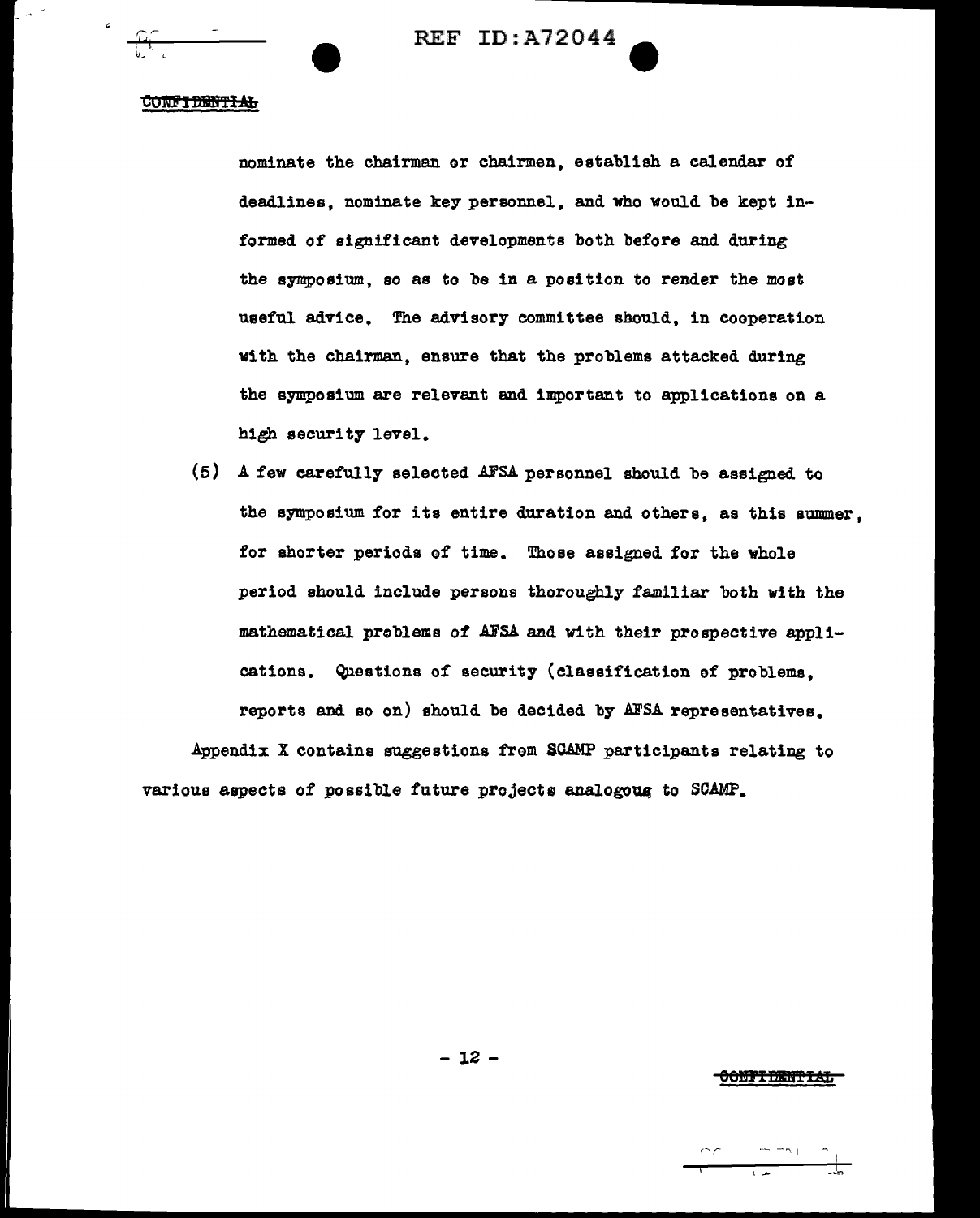nominate the chairman or chairmen, establish a calendar of deadlines, nominate key personnel, and who would be kept informed of significant developments both before and during the symposium, so as to be in a position to render the most useful advice. The advisory committee should, in cooperation with the chairman, ensure that the problems attacked during the symposium are relevant and important to applications on a high security level.

(5) A few carefully selected AFSA personnel should be assigned to the symposium for its entire duration and others, as this summer, for shorter periods of time. Those assigned for the whole period should include persons thoroughly familiar both with the mathematical problems of AFSA and with their prospective applications. Questions of security (classification of problems, reports and so on) should be decided by AFSA representatives.

Appendix X contains suggestions from SCAMP participants relating to various aspects of possible future projects analogous to SCAMP.